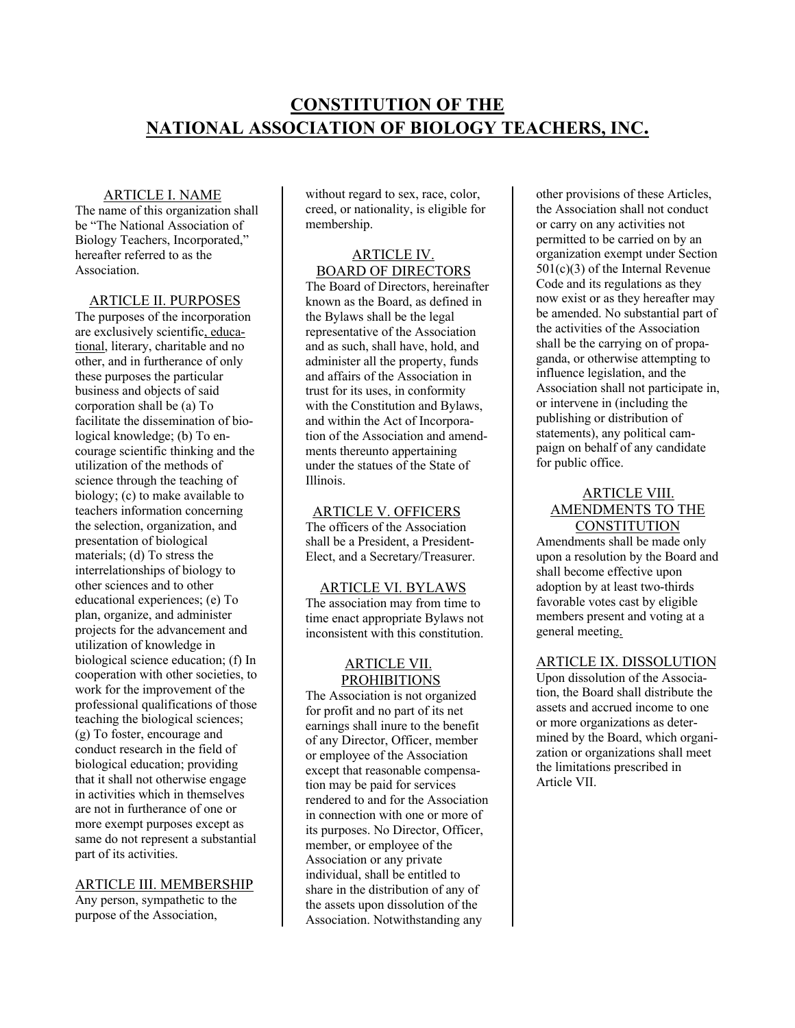# CONSTITUTION OF THE NATIONAL ASSOCIATION OF BIOLOGY TEACHERS, INC.

## ARTICLE I. NAME

The name of this organization shall be "The National Association of Biology Teachers, Incorporated," hereafter referred to as the Association.

## ARTICLE II. PURPOSES

The purposes of the incorporation are exclusively scientific, educational, literary, charitable and no other, and in furtherance of only these purposes the particular business and objects of said corporation shall be (a) To facilitate the dissemination of biological knowledge; (b) To encourage scientific thinking and the utilization of the methods of science through the teaching of biology; (c) to make available to teachers information concerning the selection, organization, and presentation of biological materials; (d) To stress the interrelationships of biology to other sciences and to other educational experiences; (e) To plan, organize, and administer projects for the advancement and utilization of knowledge in biological science education; (f) In cooperation with other societies, to work for the improvement of the professional qualifications of those teaching the biological sciences; (g) To foster, encourage and conduct research in the field of biological education; providing that it shall not otherwise engage in activities which in themselves are not in furtherance of one or more exempt purposes except as same do not represent a substantial part of its activities.

## ARTICLE III. MEMBERSHIP

Any person, sympathetic to the purpose of the Association, without regard to sex, race, color, creed, or nationality, is eligible for membership.

## ARTICLE IV. BOARD OF DIRECTORS

The Board of Directors, hereinafter known as the Board, as defined in the Bylaws shall be the legal representative of the Association and as such, shall have, hold, and administer all the property, funds and affairs of the Association in trust for its uses, in conformity with the Constitution and Bylaws, and within the Act of Incorporation of the Association and amendments thereunto appertaining under the statues of the State of Illinois.

## ARTICLE V. OFFICERS

The officers of the Association shall be a President, a President-Elect, and a Secretary/Treasurer.

## ARTICLE VI. BYLAWS

The association may from time to time enact appropriate Bylaws not inconsistent with this constitution.

## ARTICLE VII. PROHIBITIONS

The Association is not organized for profit and no part of its net earnings shall inure to the benefit of any Director, Officer, member or employee of the Association except that reasonable compensation may be paid for services rendered to and for the Association in connection with one or more of its purposes. No Director, Officer, member, or employee of the Association or any private individual, shall be entitled to share in the distribution of any of the assets upon dissolution of the Association. Notwithstanding any other provisions of these Articles, the Association shall not conduct or carry on any activities not permitted to be carried on by an organization exempt under Section 501(c)(3) of the Internal Revenue Code and its regulations as they now exist or as they hereafter may be amended. No substantial part of the activities of the Association shall be the carrying on of propaganda, or otherwise attempting to influence legislation, and the Association shall not participate in, or intervene in (including the publishing or distribution of statements), any political campaign on behalf of any candidate for public office.

## ARTICLE VIII. AMENDMENTS TO THE CONSTITUTION

Amendments shall be made only upon a resolution by the Board and shall become effective upon adoption by at least two-thirds favorable votes cast by eligible members present and voting at a general meeting.

## ARTICLE IX. DISSOLUTION

Upon dissolution of the Association, the Board shall distribute the assets and accrued income to one or more organizations as determined by the Board, which organization or organizations shall meet the limitations prescribed in Article VII.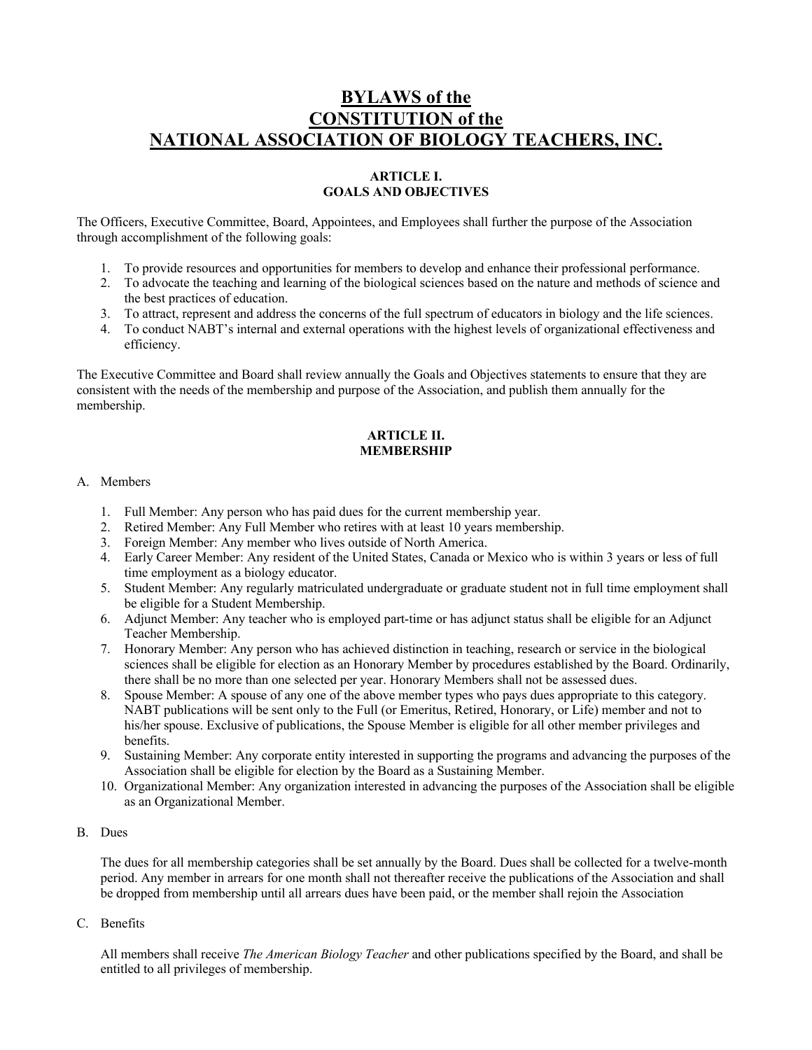# BYLAWS of the CONSTITUTION of the NATIONAL ASSOCIATION OF BIOLOGY TEACHERS, INC.

## ARTICLE I. GOALS AND OBJECTIVES

The Officers, Executive Committee, Board, Appointees, and Employees shall further the purpose of the Association through accomplishment of the following goals:

1. To provide resources and opportunities for members to develop and enhance their professional performance.
2. To advocate the teaching and learning of the biological sciences based on the nature and methods of science and the best practices of education.
3. To attract, represent and address the concerns of the full spectrum of educators in biology and the life sciences.
4. To conduct NABT's internal and external operations with the highest levels of organizational effectiveness and efficiency.

The Executive Committee and Board shall review annually the Goals and Objectives statements to ensure that they are consistent with the needs of the membership and purpose of the Association, and publish them annually for the membership.

## ARTICLE II. MEMBERSHIP

A. Members

1. Full Member: Any person who has paid dues for the current membership year.
2. Retired Member: Any Full Member who retires with at least 10 years membership.
3. Foreign Member: Any member who lives outside of North America.
4. Early Career Member: Any resident of the United States, Canada or Mexico who is within 3 years or less of full time employment as a biology educator.
5. Student Member: Any regularly matriculated undergraduate or graduate student not in full time employment shall be eligible for a Student Membership.
6. Adjunct Member: Any teacher who is employed part-time or has adjunct status shall be eligible for an Adjunct Teacher Membership.
7. Honorary Member: Any person who has achieved distinction in teaching, research or service in the biological sciences shall be eligible for election as an Honorary Member by procedures established by the Board. Ordinarily, there shall be no more than one selected per year. Honorary Members shall not be assessed dues.
8. Spouse Member: A spouse of any one of the above member types who pays dues appropriate to this category. NABT publications will be sent only to the Full (or Emeritus, Retired, Honorary, or Life) member and not to his/her spouse. Exclusive of publications, the Spouse Member is eligible for all other member privileges and benefits.
9. Sustaining Member: Any corporate entity interested in supporting the programs and advancing the purposes of the Association shall be eligible for election by the Board as a Sustaining Member.
10. Organizational Member: Any organization interested in advancing the purposes of the Association shall be eligible as an Organizational Member.

B. Dues

The dues for all membership categories shall be set annually by the Board. Dues shall be collected for a twelve-month period. Any member in arrears for one month shall not thereafter receive the publications of the Association and shall be dropped from membership until all arrears dues have been paid, or the member shall rejoin the Association

C. Benefits

All members shall receive *The American Biology Teacher* and other publications specified by the Board, and shall be entitled to all privileges of membership.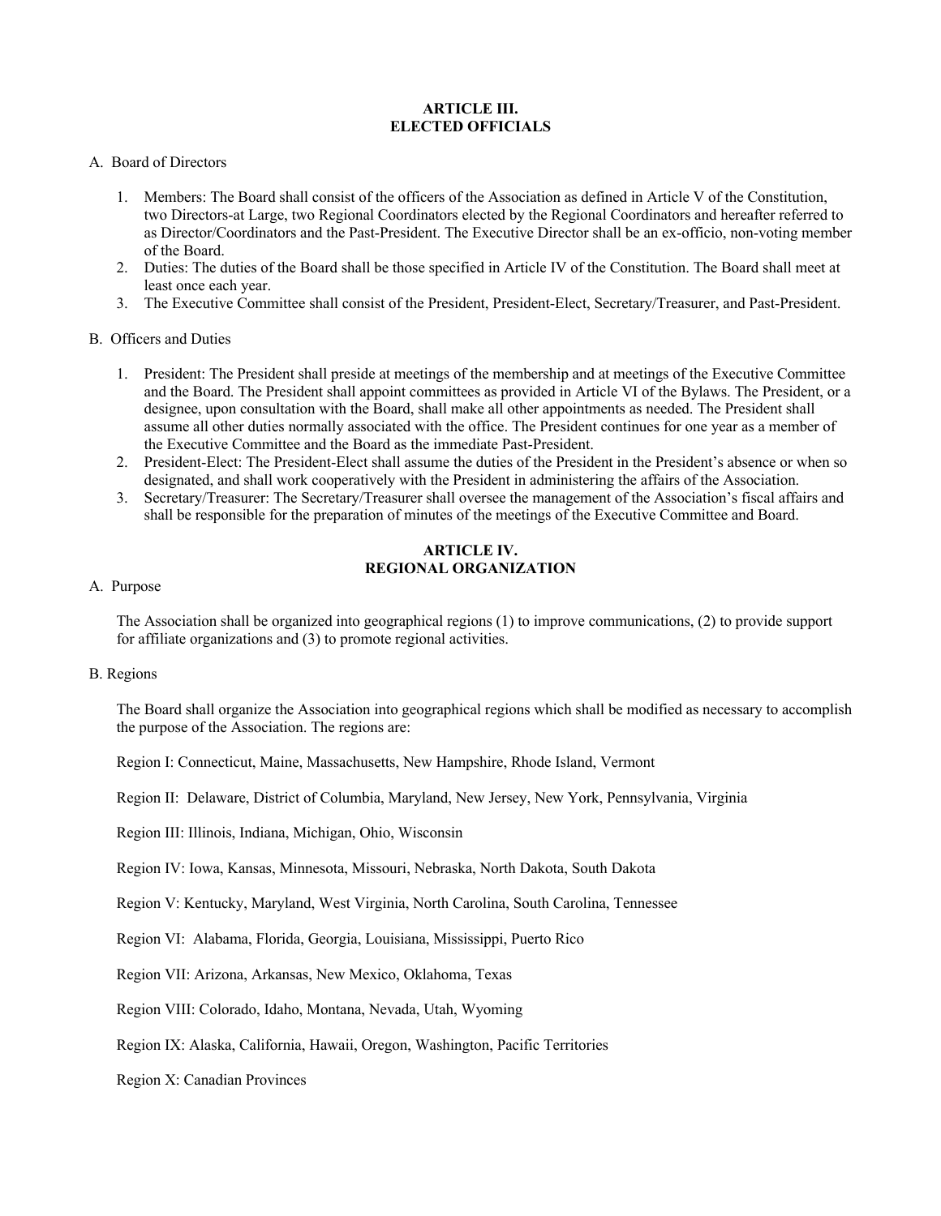## ARTICLE III.
## ELECTED OFFICIALS

A. Board of Directors

1. Members: The Board shall consist of the officers of the Association as defined in Article V of the Constitution, two Directors-at Large, two Regional Coordinators elected by the Regional Coordinators and hereafter referred to as Director/Coordinators and the Past-President. The Executive Director shall be an ex-officio, non-voting member of the Board.
2. Duties: The duties of the Board shall be those specified in Article IV of the Constitution. The Board shall meet at least once each year.
3. The Executive Committee shall consist of the President, President-Elect, Secretary/Treasurer, and Past-President.

B. Officers and Duties

1. President: The President shall preside at meetings of the membership and at meetings of the Executive Committee and the Board. The President shall appoint committees as provided in Article VI of the Bylaws. The President, or a designee, upon consultation with the Board, shall make all other appointments as needed. The President shall assume all other duties normally associated with the office. The President continues for one year as a member of the Executive Committee and the Board as the immediate Past-President.
2. President-Elect: The President-Elect shall assume the duties of the President in the President's absence or when so designated, and shall work cooperatively with the President in administering the affairs of the Association.
3. Secretary/Treasurer: The Secretary/Treasurer shall oversee the management of the Association's fiscal affairs and shall be responsible for the preparation of minutes of the meetings of the Executive Committee and Board.

## ARTICLE IV.
## REGIONAL ORGANIZATION

A. Purpose

The Association shall be organized into geographical regions (1) to improve communications, (2) to provide support for affiliate organizations and (3) to promote regional activities.

B. Regions

The Board shall organize the Association into geographical regions which shall be modified as necessary to accomplish the purpose of the Association. The regions are:

Region I: Connecticut, Maine, Massachusetts, New Hampshire, Rhode Island, Vermont

Region II: Delaware, District of Columbia, Maryland, New Jersey, New York, Pennsylvania, Virginia

Region III: Illinois, Indiana, Michigan, Ohio, Wisconsin

Region IV: Iowa, Kansas, Minnesota, Missouri, Nebraska, North Dakota, South Dakota

Region V: Kentucky, Maryland, West Virginia, North Carolina, South Carolina, Tennessee

Region VI: Alabama, Florida, Georgia, Louisiana, Mississippi, Puerto Rico

Region VII: Arizona, Arkansas, New Mexico, Oklahoma, Texas

Region VIII: Colorado, Idaho, Montana, Nevada, Utah, Wyoming

Region IX: Alaska, California, Hawaii, Oregon, Washington, Pacific Territories

Region X: Canadian Provinces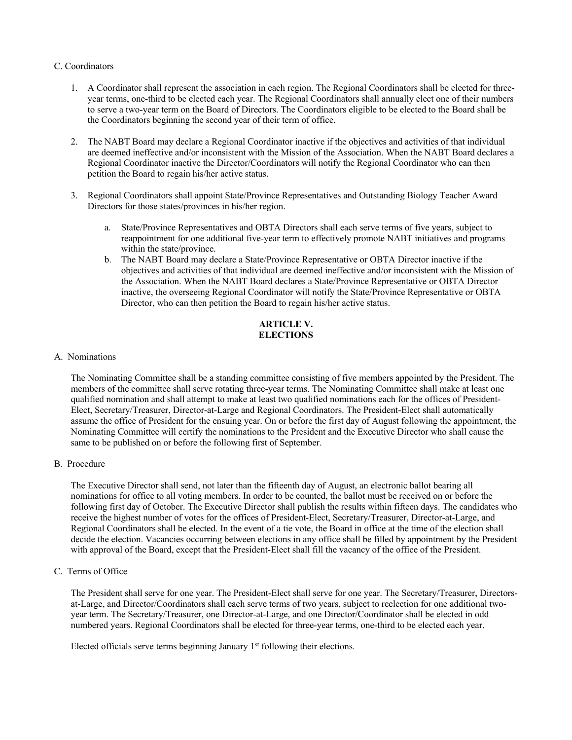C. Coordinators

1. A Coordinator shall represent the association in each region. The Regional Coordinators shall be elected for three-year terms, one-third to be elected each year. The Regional Coordinators shall annually elect one of their numbers to serve a two-year term on the Board of Directors. The Coordinators eligible to be elected to the Board shall be the Coordinators beginning the second year of their term of office.

2. The NABT Board may declare a Regional Coordinator inactive if the objectives and activities of that individual are deemed ineffective and/or inconsistent with the Mission of the Association. When the NABT Board declares a Regional Coordinator inactive the Director/Coordinators will notify the Regional Coordinator who can then petition the Board to regain his/her active status.

3. Regional Coordinators shall appoint State/Province Representatives and Outstanding Biology Teacher Award Directors for those states/provinces in his/her region.

   a. State/Province Representatives and OBTA Directors shall each serve terms of five years, subject to reappointment for one additional five-year term to effectively promote NABT initiatives and programs within the state/province.
   b. The NABT Board may declare a State/Province Representative or OBTA Director inactive if the objectives and activities of that individual are deemed ineffective and/or inconsistent with the Mission of the Association. When the NABT Board declares a State/Province Representative or OBTA Director inactive, the overseeing Regional Coordinator will notify the State/Province Representative or OBTA Director, who can then petition the Board to regain his/her active status.

## ARTICLE V.
## ELECTIONS

A. Nominations

The Nominating Committee shall be a standing committee consisting of five members appointed by the President. The members of the committee shall serve rotating three-year terms. The Nominating Committee shall make at least one qualified nomination and shall attempt to make at least two qualified nominations each for the offices of President-Elect, Secretary/Treasurer, Director-at-Large and Regional Coordinators. The President-Elect shall automatically assume the office of President for the ensuing year. On or before the first day of August following the appointment, the Nominating Committee will certify the nominations to the President and the Executive Director who shall cause the same to be published on or before the following first of September.

B. Procedure

The Executive Director shall send, not later than the fifteenth day of August, an electronic ballot bearing all nominations for office to all voting members. In order to be counted, the ballot must be received on or before the following first day of October. The Executive Director shall publish the results within fifteen days. The candidates who receive the highest number of votes for the offices of President-Elect, Secretary/Treasurer, Director-at-Large, and Regional Coordinators shall be elected. In the event of a tie vote, the Board in office at the time of the election shall decide the election. Vacancies occurring between elections in any office shall be filled by appointment by the President with approval of the Board, except that the President-Elect shall fill the vacancy of the office of the President.

C. Terms of Office

The President shall serve for one year. The President-Elect shall serve for one year. The Secretary/Treasurer, Directors-at-Large, and Director/Coordinators shall each serve terms of two years, subject to reelection for one additional two-year term. The Secretary/Treasurer, one Director-at-Large, and one Director/Coordinator shall be elected in odd numbered years. Regional Coordinators shall be elected for three-year terms, one-third to be elected each year.

Elected officials serve terms beginning January 1st following their elections.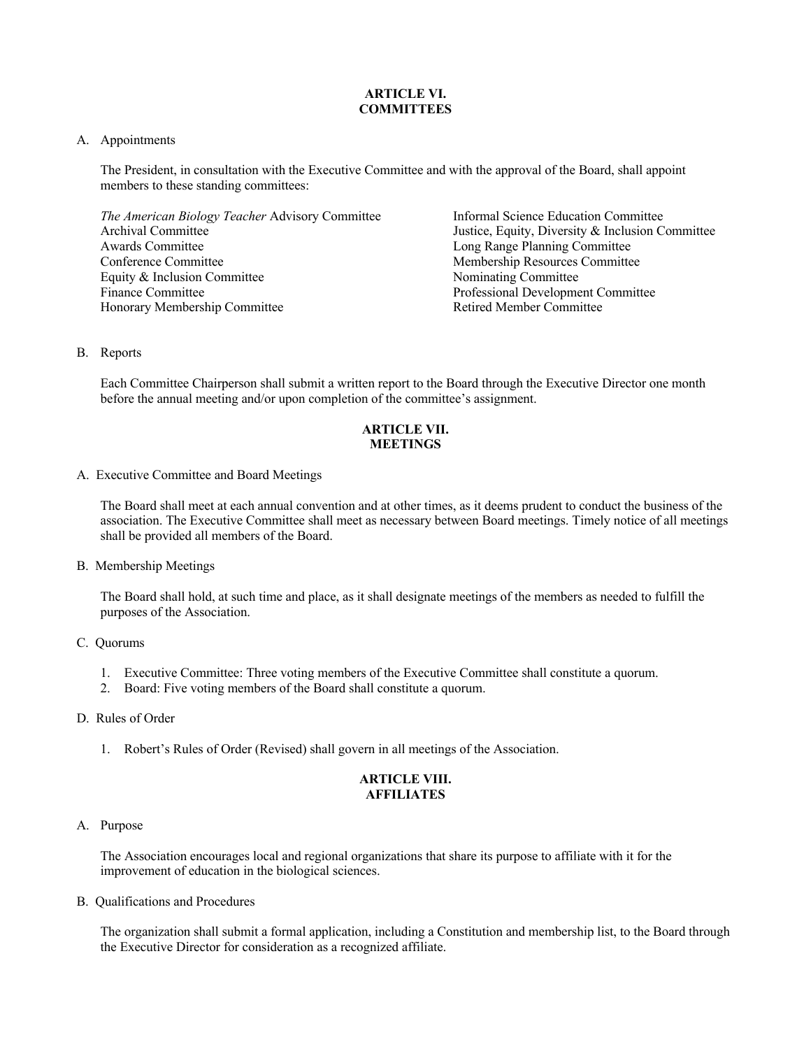## ARTICLE VI.
## COMMITTEES

A. Appointments

The President, in consultation with the Executive Committee and with the approval of the Board, shall appoint members to these standing committees:

- *The American Biology Teacher* Advisory Committee
- Archival Committee
- Awards Committee
- Conference Committee
- Equity & Inclusion Committee
- Finance Committee
- Honorary Membership Committee
- Informal Science Education Committee
- Justice, Equity, Diversity & Inclusion Committee
- Long Range Planning Committee
- Membership Resources Committee
- Nominating Committee
- Professional Development Committee
- Retired Member Committee

B. Reports

Each Committee Chairperson shall submit a written report to the Board through the Executive Director one month before the annual meeting and/or upon completion of the committee's assignment.

## ARTICLE VII.
## MEETINGS

A. Executive Committee and Board Meetings

The Board shall meet at each annual convention and at other times, as it deems prudent to conduct the business of the association. The Executive Committee shall meet as necessary between Board meetings. Timely notice of all meetings shall be provided all members of the Board.

B. Membership Meetings

The Board shall hold, at such time and place, as it shall designate meetings of the members as needed to fulfill the purposes of the Association.

C. Quorums

1. Executive Committee: Three voting members of the Executive Committee shall constitute a quorum.
2. Board: Five voting members of the Board shall constitute a quorum.

D. Rules of Order

1. Robert's Rules of Order (Revised) shall govern in all meetings of the Association.

## ARTICLE VIII.
## AFFILIATES

A. Purpose

The Association encourages local and regional organizations that share its purpose to affiliate with it for the improvement of education in the biological sciences.

B. Qualifications and Procedures

The organization shall submit a formal application, including a Constitution and membership list, to the Board through the Executive Director for consideration as a recognized affiliate.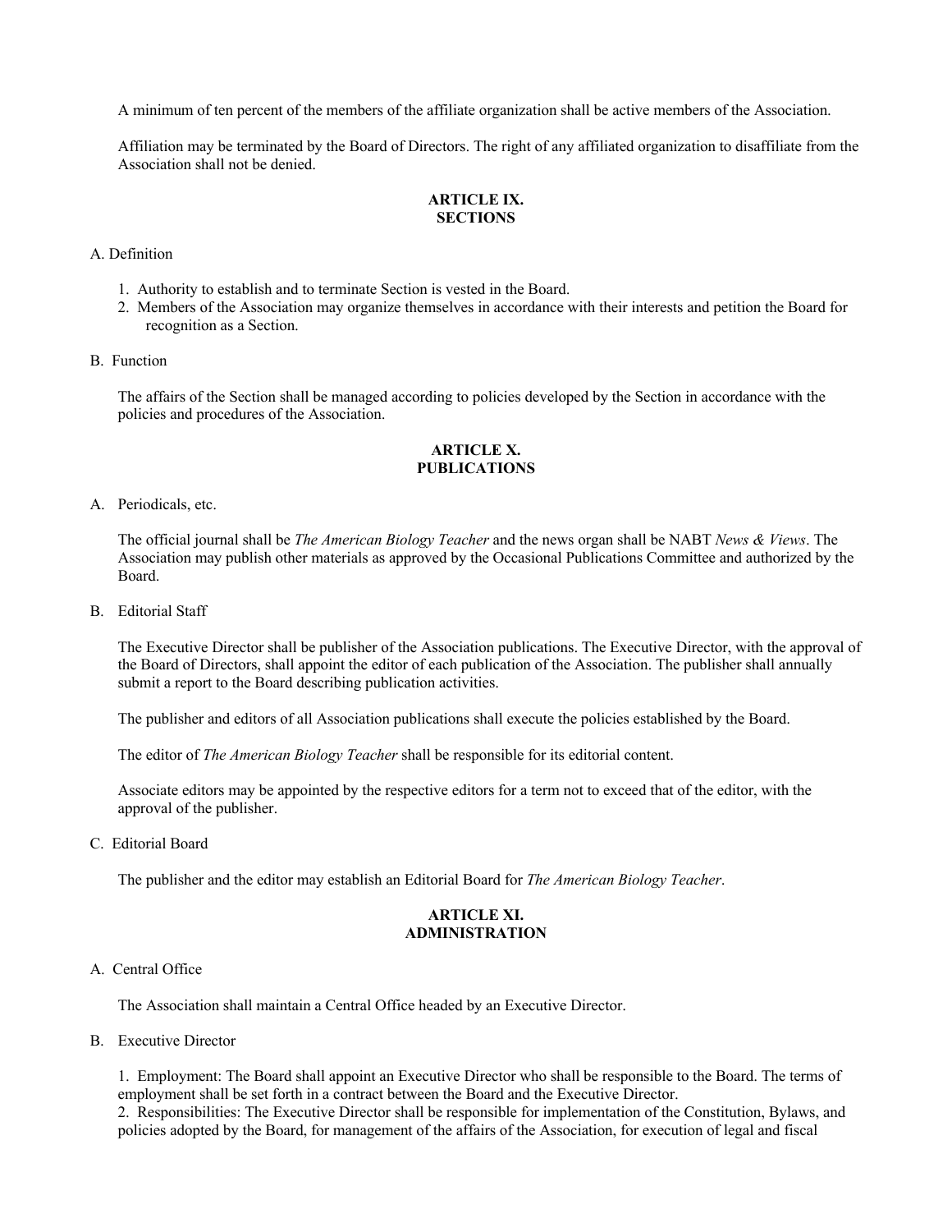A minimum of ten percent of the members of the affiliate organization shall be active members of the Association.

Affiliation may be terminated by the Board of Directors. The right of any affiliated organization to disaffiliate from the Association shall not be denied.

## ARTICLE IX. SECTIONS

A. Definition

1. Authority to establish and to terminate Section is vested in the Board.
2. Members of the Association may organize themselves in accordance with their interests and petition the Board for recognition as a Section.

B. Function

The affairs of the Section shall be managed according to policies developed by the Section in accordance with the policies and procedures of the Association.

## ARTICLE X. PUBLICATIONS

A. Periodicals, etc.

The official journal shall be *The American Biology Teacher* and the news organ shall be NABT *News & Views*. The Association may publish other materials as approved by the Occasional Publications Committee and authorized by the Board.

B. Editorial Staff

The Executive Director shall be publisher of the Association publications. The Executive Director, with the approval of the Board of Directors, shall appoint the editor of each publication of the Association. The publisher shall annually submit a report to the Board describing publication activities.

The publisher and editors of all Association publications shall execute the policies established by the Board.

The editor of *The American Biology Teacher* shall be responsible for its editorial content.

Associate editors may be appointed by the respective editors for a term not to exceed that of the editor, with the approval of the publisher.

C. Editorial Board

The publisher and the editor may establish an Editorial Board for *The American Biology Teacher*.

## ARTICLE XI. ADMINISTRATION

A. Central Office

The Association shall maintain a Central Office headed by an Executive Director.

B. Executive Director

1. Employment: The Board shall appoint an Executive Director who shall be responsible to the Board. The terms of employment shall be set forth in a contract between the Board and the Executive Director.
2. Responsibilities: The Executive Director shall be responsible for implementation of the Constitution, Bylaws, and policies adopted by the Board, for management of the affairs of the Association, for execution of legal and fiscal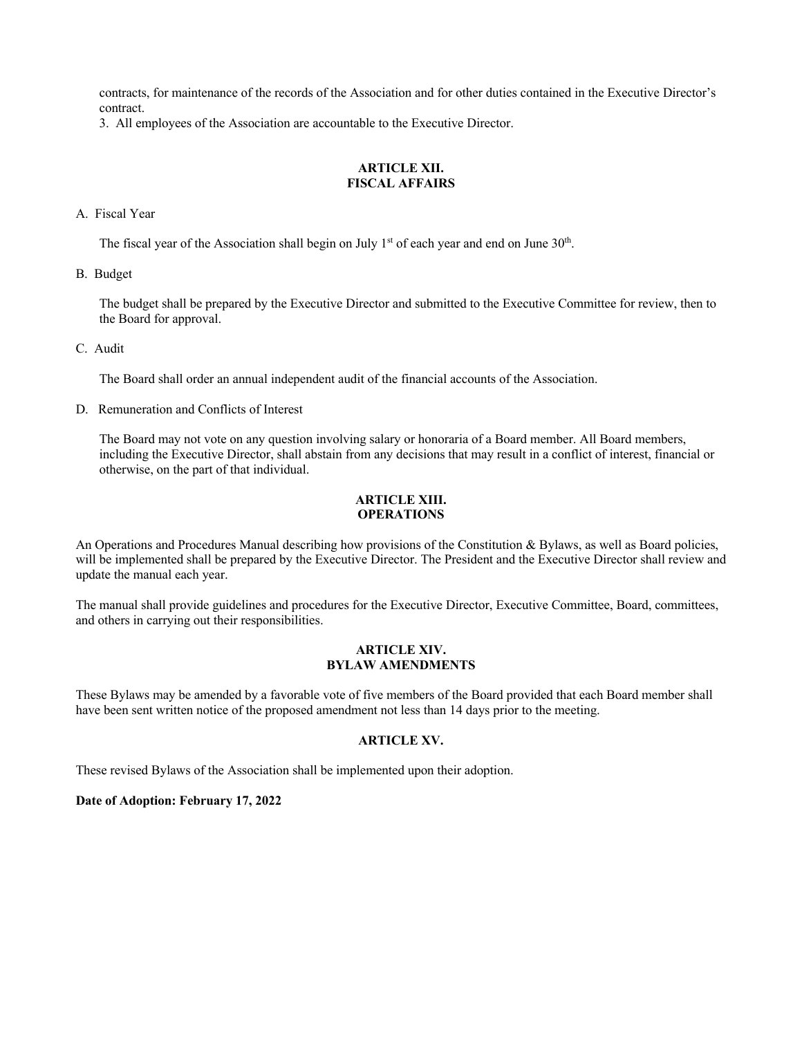contracts, for maintenance of the records of the Association and for other duties contained in the Executive Director's contract.

3. All employees of the Association are accountable to the Executive Director.

## ARTICLE XII.
## FISCAL AFFAIRS

A. Fiscal Year

The fiscal year of the Association shall begin on July 1st of each year and end on June 30th.

B. Budget

The budget shall be prepared by the Executive Director and submitted to the Executive Committee for review, then to the Board for approval.

C. Audit

The Board shall order an annual independent audit of the financial accounts of the Association.

D. Remuneration and Conflicts of Interest

The Board may not vote on any question involving salary or honoraria of a Board member. All Board members, including the Executive Director, shall abstain from any decisions that may result in a conflict of interest, financial or otherwise, on the part of that individual.

## ARTICLE XIII.
## OPERATIONS

An Operations and Procedures Manual describing how provisions of the Constitution & Bylaws, as well as Board policies, will be implemented shall be prepared by the Executive Director. The President and the Executive Director shall review and update the manual each year.

The manual shall provide guidelines and procedures for the Executive Director, Executive Committee, Board, committees, and others in carrying out their responsibilities.

## ARTICLE XIV.
## BYLAW AMENDMENTS

These Bylaws may be amended by a favorable vote of five members of the Board provided that each Board member shall have been sent written notice of the proposed amendment not less than 14 days prior to the meeting.

## ARTICLE XV.

These revised Bylaws of the Association shall be implemented upon their adoption.

**Date of Adoption: February 17, 2022**